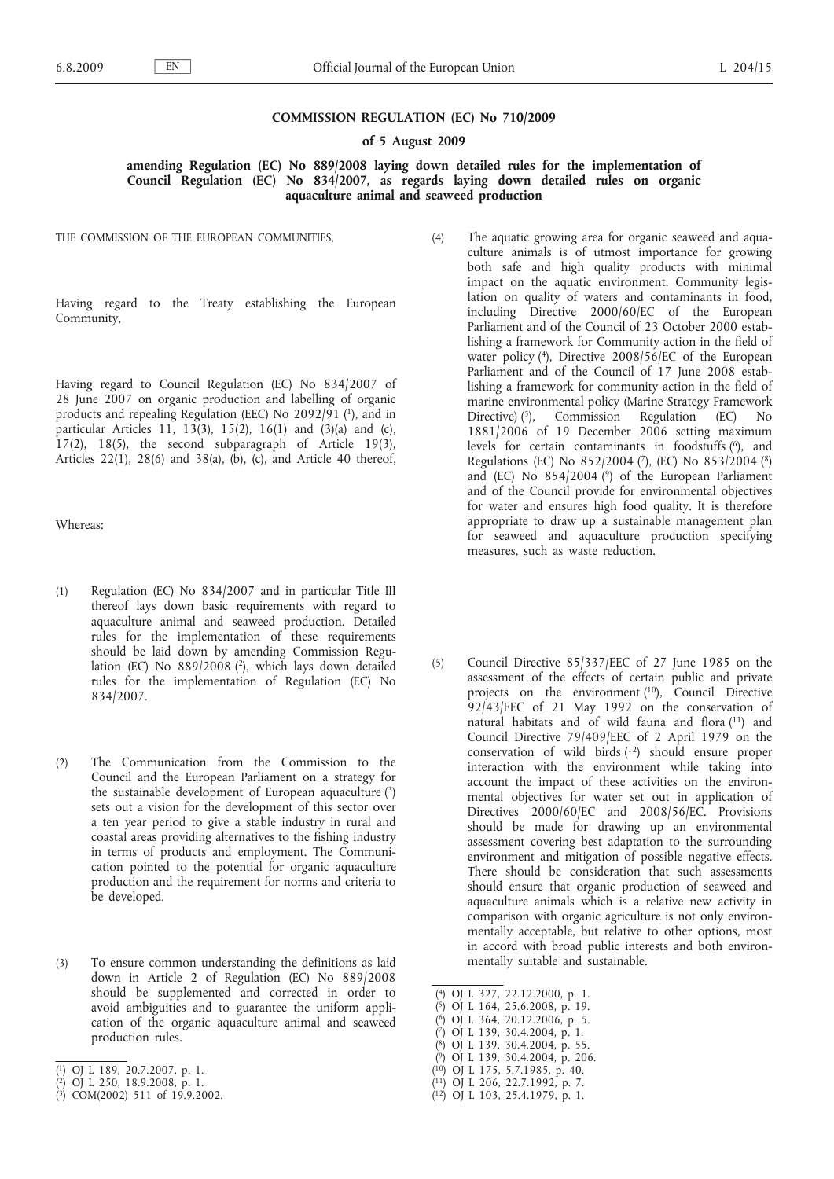**COMMISSION REGULATION (EC) No 710/2009**

**of 5 August 2009**

**amending Regulation (EC) No 889/2008 laying down detailed rules for the implementation of Council Regulation (EC) No 834/2007, as regards laying down detailed rules on organic aquaculture animal and seaweed production**

THE COMMISSION OF THE EUROPEAN COMMUNITIES,

Having regard to the Treaty establishing the European Community,

Having regard to Council Regulation (EC) No 834/2007 of 28 June 2007 on organic production and labelling of organic products and repealing Regulation (EEC) No 2092/91 [1], and in particular Articles 11, 13(3), 15(2), 16(1) and (3)(a) and (c), 17(2), 18(5), the second subparagraph of Article 19(3), Articles 22(1), 28(6) and 38(a), (b), (c), and Article 40 thereof,

Whereas:

(1) Regulation (EC) No 834/2007 and in particular Title III thereof lays down basic requirements with regard to aquaculture animal and seaweed production. Detailed rules for the implementation of these requirements should be laid down by amending Commission Regulation (EC) No 889/2008 [2], which lays down detailed rules for the implementation of Regulation (EC) No 834/2007.

(2) The Communication from the Commission to the Council and the European Parliament on a strategy for the sustainable development of European aquaculture [3] sets out a vision for the development of this sector over a ten year period to give a stable industry in rural and coastal areas providing alternatives to the fishing industry in terms of products and employment. The Communication pointed to the potential for organic aquaculture production and the requirement for norms and criteria to be developed.

(3) To ensure common understanding the definitions as laid down in Article 2 of Regulation (EC) No 889/2008 should be supplemented and corrected in order to avoid ambiguities and to guarantee the uniform application of the organic aquaculture animal and seaweed production rules.

(4) The aquatic growing area for organic seaweed and aquaculture animals is of utmost importance for growing both safe and high quality products with minimal impact on the aquatic environment. Community legislation on quality of waters and contaminants in food, including Directive 2000/60/EC of the European Parliament and of the Council of 23 October 2000 establishing a framework for Community action in the field of water policy [4], Directive 2008/56/EC of the European Parliament and of the Council of 17 June 2008 establishing a framework for community action in the field of marine environmental policy (Marine Strategy Framework Directive) [5], Commission Regulation (EC) No 1881/2006 of 19 December 2006 setting maximum levels for certain contaminants in foodstuffs [6], and Regulations (EC) No 852/2004 [7], (EC) No 853/2004 [8] and (EC) No 854/2004 [9] of the European Parliament and of the Council provide for environmental objectives for water and ensures high food quality. It is therefore appropriate to draw up a sustainable management plan for seaweed and aquaculture production specifying measures, such as waste reduction.

(5) Council Directive 85/337/EEC of 27 June 1985 on the assessment of the effects of certain public and private projects on the environment [10], Council Directive 92/43/EEC of 21 May 1992 on the conservation of natural habitats and of wild fauna and flora [11] and Council Directive 79/409/EEC of 2 April 1979 on the conservation of wild birds [12] should ensure proper interaction with the environment while taking into account the impact of these activities on the environmental objectives for water set out in application of Directives 2000/60/EC and 2008/56/EC. Provisions should be made for drawing up an environmental assessment covering best adaptation to the surrounding environment and mitigation of possible negative effects. There should be consideration that such assessments should ensure that organic production of seaweed and aquaculture animals which is a relative new activity in comparison with organic agriculture is not only environmentally acceptable, but relative to other options, most in accord with broad public interests and both environmentally suitable and sustainable.

---

[1] OJ L 189, 20.7.2007, p. 1.
[2] OJ L 250, 18.9.2008, p. 1.
[3] COM(2002) 511 of 19.9.2002.
[4] OJ L 327, 22.12.2000, p. 1.
[5] OJ L 164, 25.6.2008, p. 19.
[6] OJ L 364, 20.12.2006, p. 5.
[7] OJ L 139, 30.4.2004, p. 1.
[8] OJ L 139, 30.4.2004, p. 55.
[9] OJ L 139, 30.4.2004, p. 206.
[10] OJ L 175, 5.7.1985, p. 40.
[11] OJ L 206, 22.7.1992, p. 7.
[12] OJ L 103, 25.4.1979, p. 1.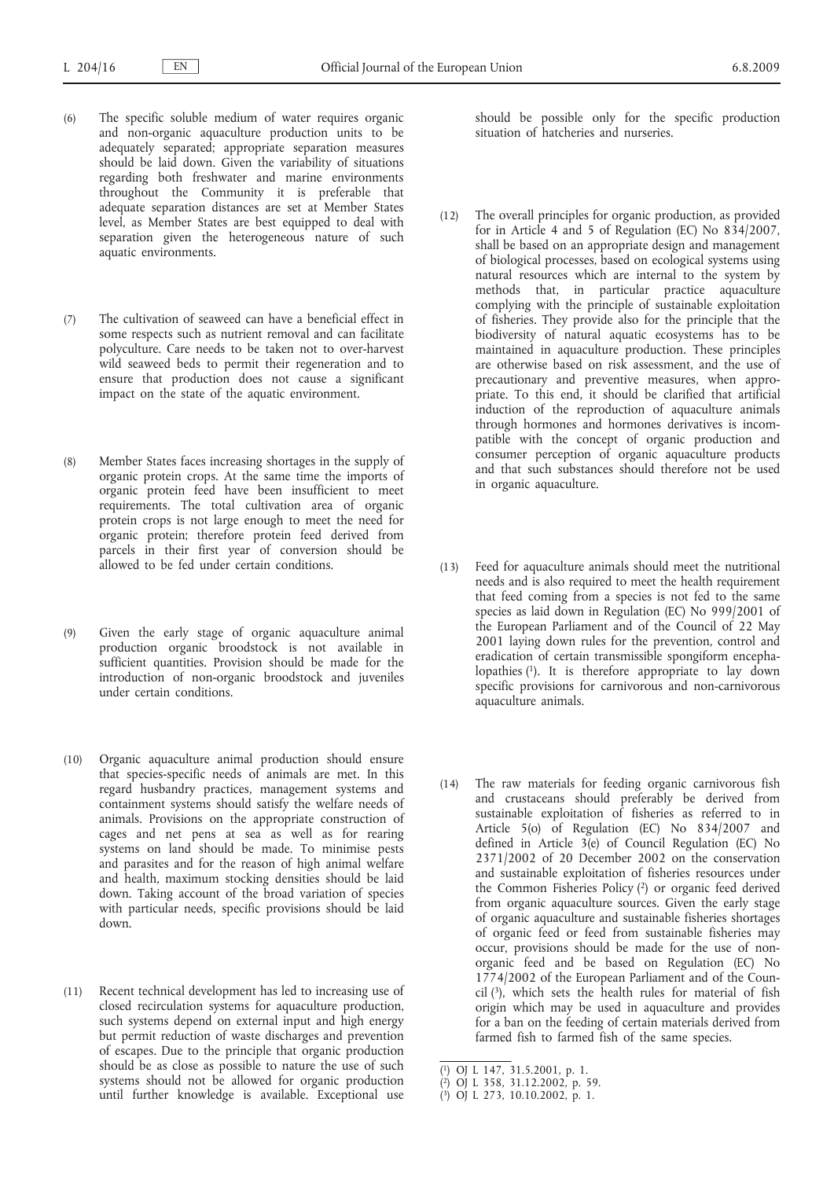(6) The specific soluble medium of water requires organic and non-organic aquaculture production units to be adequately separated; appropriate separation measures should be laid down. Given the variability of situations regarding both freshwater and marine environments throughout the Community it is preferable that adequate separation distances are set at Member States level, as Member States are best equipped to deal with separation given the heterogeneous nature of such aquatic environments.

(7) The cultivation of seaweed can have a beneficial effect in some respects such as nutrient removal and can facilitate polyculture. Care needs to be taken not to over-harvest wild seaweed beds to permit their regeneration and to ensure that production does not cause a significant impact on the state of the aquatic environment.

(8) Member States faces increasing shortages in the supply of organic protein crops. At the same time the imports of organic protein feed have been insufficient to meet requirements. The total cultivation area of organic protein crops is not large enough to meet the need for organic protein; therefore protein feed derived from parcels in their first year of conversion should be allowed to be fed under certain conditions.

(9) Given the early stage of organic aquaculture animal production organic broodstock is not available in sufficient quantities. Provision should be made for the introduction of non-organic broodstock and juveniles under certain conditions.

(10) Organic aquaculture animal production should ensure that species-specific needs of animals are met. In this regard husbandry practices, management systems and containment systems should satisfy the welfare needs of animals. Provisions on the appropriate construction of cages and net pens at sea as well as for rearing systems on land should be made. To minimise pests and parasites and for the reason of high animal welfare and health, maximum stocking densities should be laid down. Taking account of the broad variation of species with particular needs, specific provisions should be laid down.

(11) Recent technical development has led to increasing use of closed recirculation systems for aquaculture production, such systems depend on external input and high energy but permit reduction of waste discharges and prevention of escapes. Due to the principle that organic production should be as close as possible to nature the use of such systems should not be allowed for organic production until further knowledge is available. Exceptional use should be possible only for the specific production situation of hatcheries and nurseries.

(12) The overall principles for organic production, as provided for in Article 4 and 5 of Regulation (EC) No 834/2007, shall be based on an appropriate design and management of biological processes, based on ecological systems using natural resources which are internal to the system by methods that, in particular practice aquaculture complying with the principle of sustainable exploitation of fisheries. They provide also for the principle that the biodiversity of natural aquatic ecosystems has to be maintained in aquaculture production. These principles are otherwise based on risk assessment, and the use of precautionary and preventive measures, when appropriate. To this end, it should be clarified that artificial induction of the reproduction of aquaculture animals through hormones and hormones derivatives is incompatible with the concept of organic production and consumer perception of organic aquaculture products and that such substances should therefore not be used in organic aquaculture.

(13) Feed for aquaculture animals should meet the nutritional needs and is also required to meet the health requirement that feed coming from a species is not fed to the same species as laid down in Regulation (EC) No 999/2001 of the European Parliament and of the Council of 22 May 2001 laying down rules for the prevention, control and eradication of certain transmissible spongiform encephalopathies [1]. It is therefore appropriate to lay down specific provisions for carnivorous and non-carnivorous aquaculture animals.

(14) The raw materials for feeding organic carnivorous fish and crustaceans should preferably be derived from sustainable exploitation of fisheries as referred to in Article 5(o) of Regulation (EC) No 834/2007 and defined in Article 3(e) of Council Regulation (EC) No 2371/2002 of 20 December 2002 on the conservation and sustainable exploitation of fisheries resources under the Common Fisheries Policy [2] or organic feed derived from organic aquaculture sources. Given the early stage of organic aquaculture and sustainable fisheries shortages of organic feed or feed from sustainable fisheries may occur, provisions should be made for the use of non-organic feed and be based on Regulation (EC) No 1774/2002 of the European Parliament and of the Council [3], which sets the health rules for material of fish origin which may be used in aquaculture and provides for a ban on the feeding of certain materials derived from farmed fish to farmed fish of the same species.

---

[1] OJ L 147, 31.5.2001, p. 1.
[2] OJ L 358, 31.12.2002, p. 59.
[3] OJ L 273, 10.10.2002, p. 1.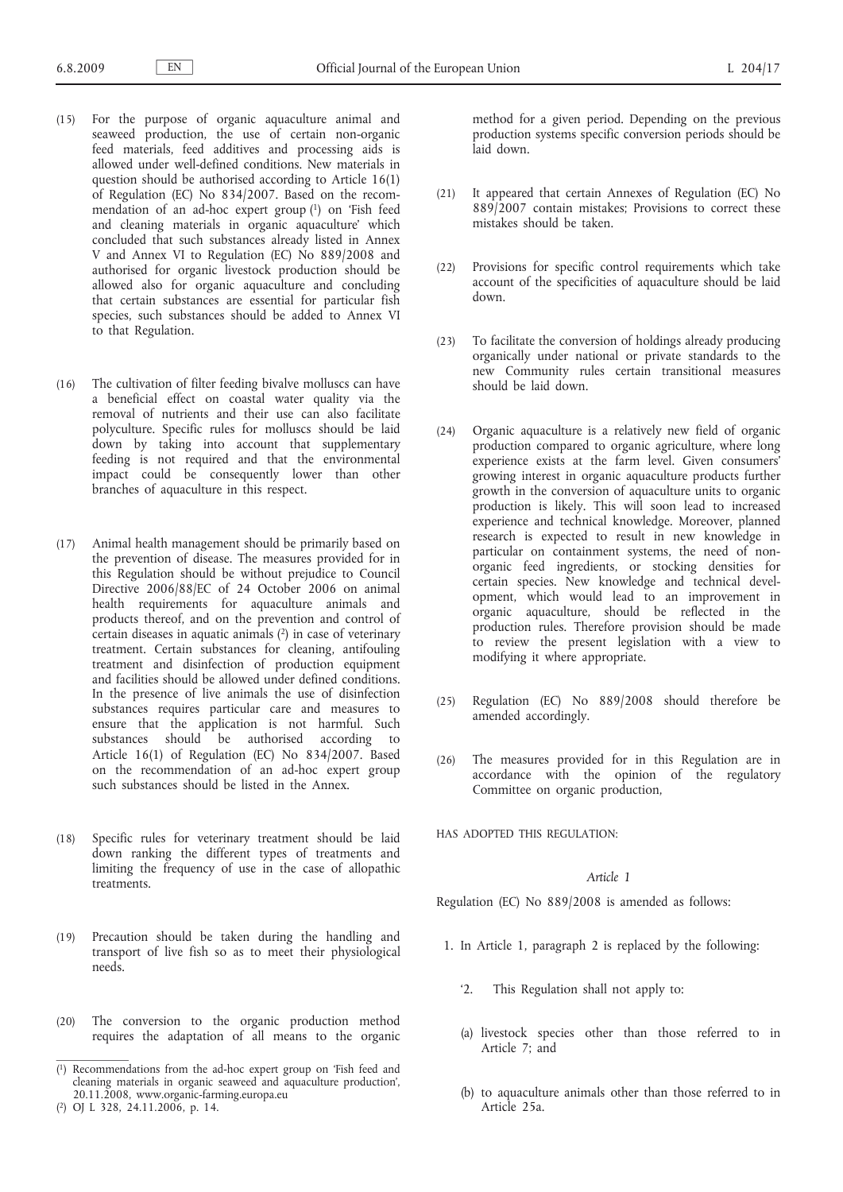(15) For the purpose of organic aquaculture animal and seaweed production, the use of certain non-organic feed materials, feed additives and processing aids is allowed under well-defined conditions. New materials in question should be authorised according to Article 16(1) of Regulation (EC) No 834/2007. Based on the recommendation of an ad-hoc expert group [1] on 'Fish feed and cleaning materials in organic aquaculture' which concluded that such substances already listed in Annex V and Annex VI to Regulation (EC) No 889/2008 and authorised for organic livestock production should be allowed also for organic aquaculture and concluding that certain substances are essential for particular fish species, such substances should be added to Annex VI to that Regulation.

(16) The cultivation of filter feeding bivalve molluscs can have a beneficial effect on coastal water quality via the removal of nutrients and their use can also facilitate polyculture. Specific rules for molluscs should be laid down by taking into account that supplementary feeding is not required and that the environmental impact could be consequently lower than other branches of aquaculture in this respect.

(17) Animal health management should be primarily based on the prevention of disease. The measures provided for in this Regulation should be without prejudice to Council Directive 2006/88/EC of 24 October 2006 on animal health requirements for aquaculture animals and products thereof, and on the prevention and control of certain diseases in aquatic animals [2] in case of veterinary treatment. Certain substances for cleaning, antifouling treatment and disinfection of production equipment and facilities should be allowed under defined conditions. In the presence of live animals the use of disinfection substances requires particular care and measures to ensure that the application is not harmful. Such substances should be authorised according to Article 16(1) of Regulation (EC) No 834/2007. Based on the recommendation of an ad-hoc expert group such substances should be listed in the Annex.

(18) Specific rules for veterinary treatment should be laid down ranking the different types of treatments and limiting the frequency of use in the case of allopathic treatments.

(19) Precaution should be taken during the handling and transport of live fish so as to meet their physiological needs.

(20) The conversion to the organic production method requires the adaptation of all means to the organic method for a given period. Depending on the previous production systems specific conversion periods should be laid down.

(21) It appeared that certain Annexes of Regulation (EC) No 889/2007 contain mistakes; Provisions to correct these mistakes should be taken.

(22) Provisions for specific control requirements which take account of the specificities of aquaculture should be laid down.

(23) To facilitate the conversion of holdings already producing organically under national or private standards to the new Community rules certain transitional measures should be laid down.

(24) Organic aquaculture is a relatively new field of organic production compared to organic agriculture, where long experience exists at the farm level. Given consumers' growing interest in organic aquaculture products further growth in the conversion of aquaculture units to organic production is likely. This will soon lead to increased experience and technical knowledge. Moreover, planned research is expected to result in new knowledge in particular on containment systems, the need of non-organic feed ingredients, or stocking densities for certain species. New knowledge and technical development, which would lead to an improvement in organic aquaculture, should be reflected in the production rules. Therefore provision should be made to review the present legislation with a view to modifying it where appropriate.

(25) Regulation (EC) No 889/2008 should therefore be amended accordingly.

(26) The measures provided for in this Regulation are in accordance with the opinion of the regulatory Committee on organic production,

HAS ADOPTED THIS REGULATION:

*Article 1*

Regulation (EC) No 889/2008 is amended as follows:

1. In Article 1, paragraph 2 is replaced by the following:

   '2. This Regulation shall not apply to:

   (a) livestock species other than those referred to in Article 7; and

   (b) to aquaculture animals other than those referred to in Article 25a.

---

[1] Recommendations from the ad-hoc expert group on 'Fish feed and cleaning materials in organic seaweed and aquaculture production', 20.11.2008, www.organic-farming.europa.eu

[2] OJ L 328, 24.11.2006, p. 14.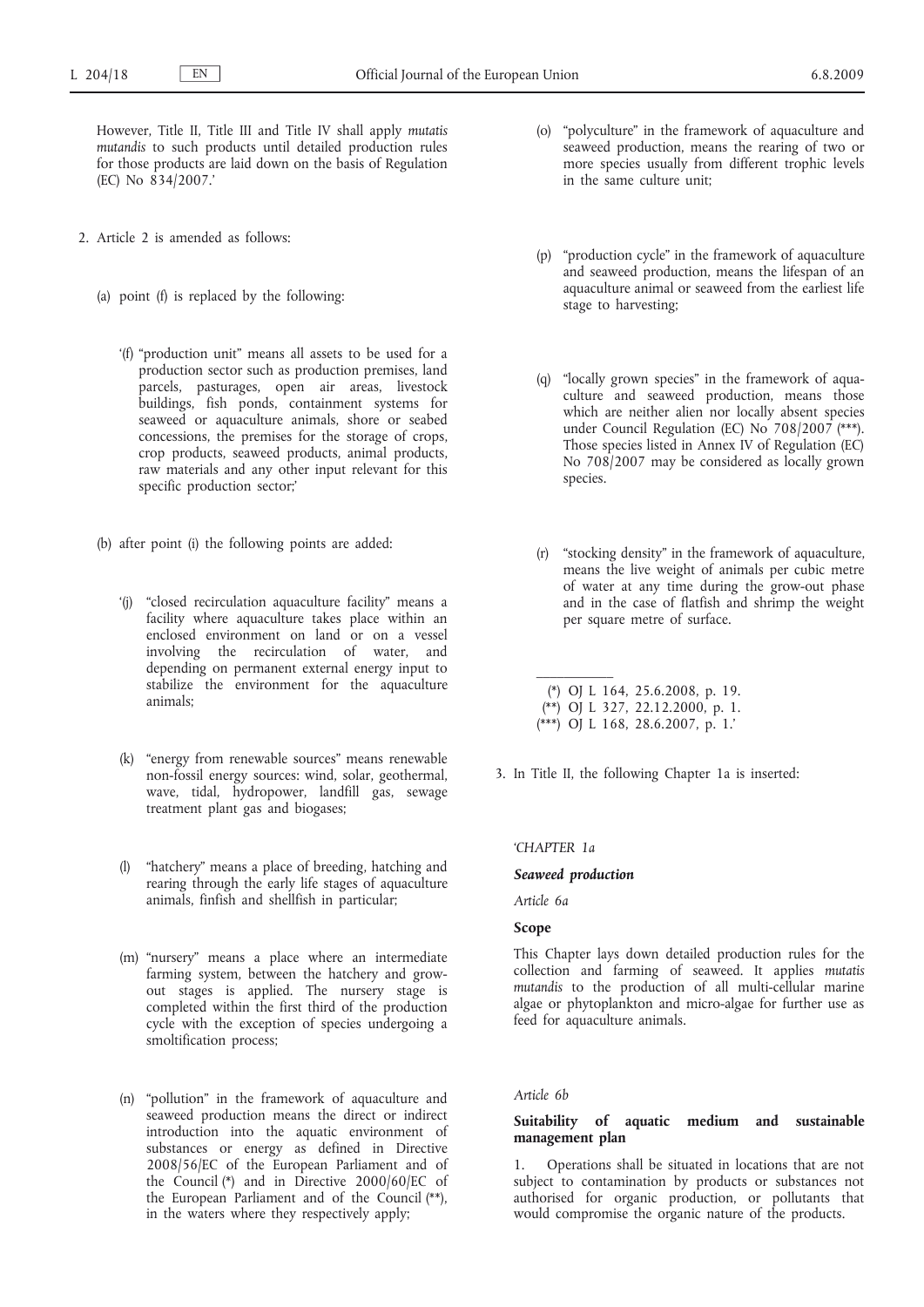However, Title II, Title III and Title IV shall apply *mutatis mutandis* to such products until detailed production rules for those products are laid down on the basis of Regulation (EC) No 834/2007.'

2. Article 2 is amended as follows:

   (a) point (f) is replaced by the following:

   '(f) "production unit" means all assets to be used for a production sector such as production premises, land parcels, pasturages, open air areas, livestock buildings, fish ponds, containment systems for seaweed or aquaculture animals, shore or seabed concessions, the premises for the storage of crops, crop products, seaweed products, animal products, raw materials and any other input relevant for this specific production sector;'

   (b) after point (i) the following points are added:

   '(j) "closed recirculation aquaculture facility" means a facility where aquaculture takes place within an enclosed environment on land or on a vessel involving the recirculation of water, and depending on permanent external energy input to stabilize the environment for the aquaculture animals;

   (k) "energy from renewable sources" means renewable non-fossil energy sources: wind, solar, geothermal, wave, tidal, hydropower, landfill gas, sewage treatment plant gas and biogases;

   (l) "hatchery" means a place of breeding, hatching and rearing through the early life stages of aquaculture animals, finfish and shellfish in particular;

   (m) "nursery" means a place where an intermediate farming system, between the hatchery and grow-out stages is applied. The nursery stage is completed within the first third of the production cycle with the exception of species undergoing a smoltification process;

   (n) "pollution" in the framework of aquaculture and seaweed production means the direct or indirect introduction into the aquatic environment of substances or energy as defined in Directive 2008/56/EC of the European Parliament and of the Council (*) and in Directive 2000/60/EC of the European Parliament and of the Council (**), in the waters where they respectively apply;

   (o) "polyculture" in the framework of aquaculture and seaweed production, means the rearing of two or more species usually from different trophic levels in the same culture unit;

   (p) "production cycle" in the framework of aquaculture and seaweed production, means the lifespan of an aquaculture animal or seaweed from the earliest life stage to harvesting;

   (q) "locally grown species" in the framework of aquaculture and seaweed production, means those which are neither alien nor locally absent species under Council Regulation (EC) No 708/2007 (***). Those species listed in Annex IV of Regulation (EC) No 708/2007 may be considered as locally grown species.

   (r) "stocking density" in the framework of aquaculture, means the live weight of animals per cubic metre of water at any time during the grow-out phase and in the case of flatfish and shrimp the weight per square metre of surface.

   ---

   (*) OJ L 164, 25.6.2008, p. 19.
   (**) OJ L 327, 22.12.2000, p. 1.
   (***) OJ L 168, 28.6.2007, p. 1.'

3. In Title II, the following Chapter 1a is inserted:

'*CHAPTER 1a*

***Seaweed production***

*Article 6a*

**Scope**

This Chapter lays down detailed production rules for the collection and farming of seaweed. It applies *mutatis mutandis* to the production of all multi-cellular marine algae or phytoplankton and micro-algae for further use as feed for aquaculture animals.

*Article 6b*

**Suitability of aquatic medium and sustainable management plan**

1. Operations shall be situated in locations that are not subject to contamination by products or substances not authorised for organic production, or pollutants that would compromise the organic nature of the products.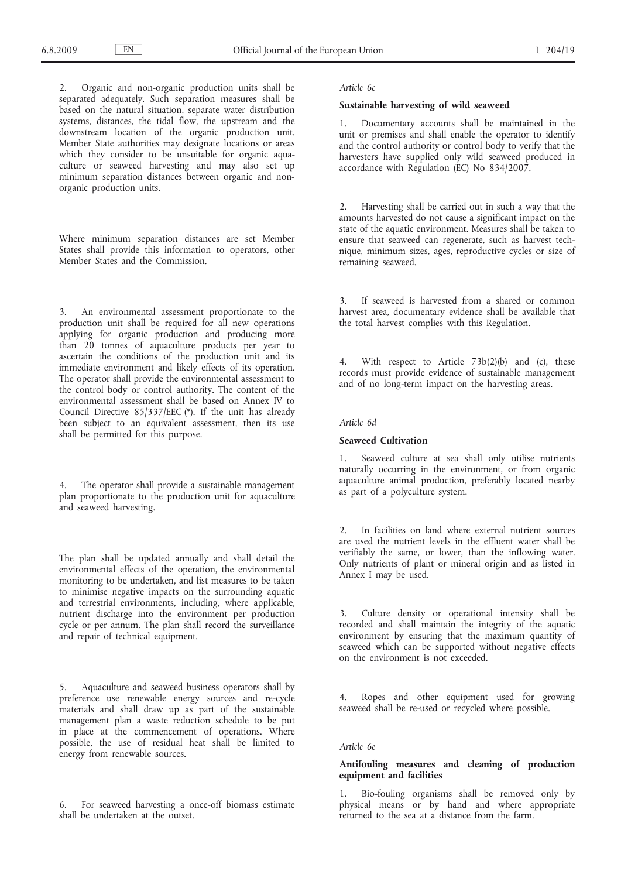2. Organic and non-organic production units shall be separated adequately. Such separation measures shall be based on the natural situation, separate water distribution systems, distances, the tidal flow, the upstream and the downstream location of the organic production unit. Member State authorities may designate locations or areas which they consider to be unsuitable for organic aquaculture or seaweed harvesting and may also set up minimum separation distances between organic and non-organic production units.

Where minimum separation distances are set Member States shall provide this information to operators, other Member States and the Commission.

3. An environmental assessment proportionate to the production unit shall be required for all new operations applying for organic production and producing more than 20 tonnes of aquaculture products per year to ascertain the conditions of the production unit and its immediate environment and likely effects of its operation. The operator shall provide the environmental assessment to the control body or control authority. The content of the environmental assessment shall be based on Annex IV to Council Directive 85/337/EEC (*). If the unit has already been subject to an equivalent assessment, then its use shall be permitted for this purpose.

4. The operator shall provide a sustainable management plan proportionate to the production unit for aquaculture and seaweed harvesting.

The plan shall be updated annually and shall detail the environmental effects of the operation, the environmental monitoring to be undertaken, and list measures to be taken to minimise negative impacts on the surrounding aquatic and terrestrial environments, including, where applicable, nutrient discharge into the environment per production cycle or per annum. The plan shall record the surveillance and repair of technical equipment.

5. Aquaculture and seaweed business operators shall by preference use renewable energy sources and re-cycle materials and shall draw up as part of the sustainable management plan a waste reduction schedule to be put in place at the commencement of operations. Where possible, the use of residual heat shall be limited to energy from renewable sources.

6. For seaweed harvesting a once-off biomass estimate shall be undertaken at the outset.

*Article 6c*

**Sustainable harvesting of wild seaweed**

1. Documentary accounts shall be maintained in the unit or premises and shall enable the operator to identify and the control authority or control body to verify that the harvesters have supplied only wild seaweed produced in accordance with Regulation (EC) No 834/2007.

2. Harvesting shall be carried out in such a way that the amounts harvested do not cause a significant impact on the state of the aquatic environment. Measures shall be taken to ensure that seaweed can regenerate, such as harvest technique, minimum sizes, ages, reproductive cycles or size of remaining seaweed.

3. If seaweed is harvested from a shared or common harvest area, documentary evidence shall be available that the total harvest complies with this Regulation.

4. With respect to Article 73b(2)(b) and (c), these records must provide evidence of sustainable management and of no long-term impact on the harvesting areas.

*Article 6d*

**Seaweed Cultivation**

1. Seaweed culture at sea shall only utilise nutrients naturally occurring in the environment, or from organic aquaculture animal production, preferably located nearby as part of a polyculture system.

2. In facilities on land where external nutrient sources are used the nutrient levels in the effluent water shall be verifiably the same, or lower, than the inflowing water. Only nutrients of plant or mineral origin and as listed in Annex I may be used.

3. Culture density or operational intensity shall be recorded and shall maintain the integrity of the aquatic environment by ensuring that the maximum quantity of seaweed which can be supported without negative effects on the environment is not exceeded.

4. Ropes and other equipment used for growing seaweed shall be re-used or recycled where possible.

*Article 6e*

**Antifouling measures and cleaning of production equipment and facilities**

1. Bio-fouling organisms shall be removed only by physical means or by hand and where appropriate returned to the sea at a distance from the farm.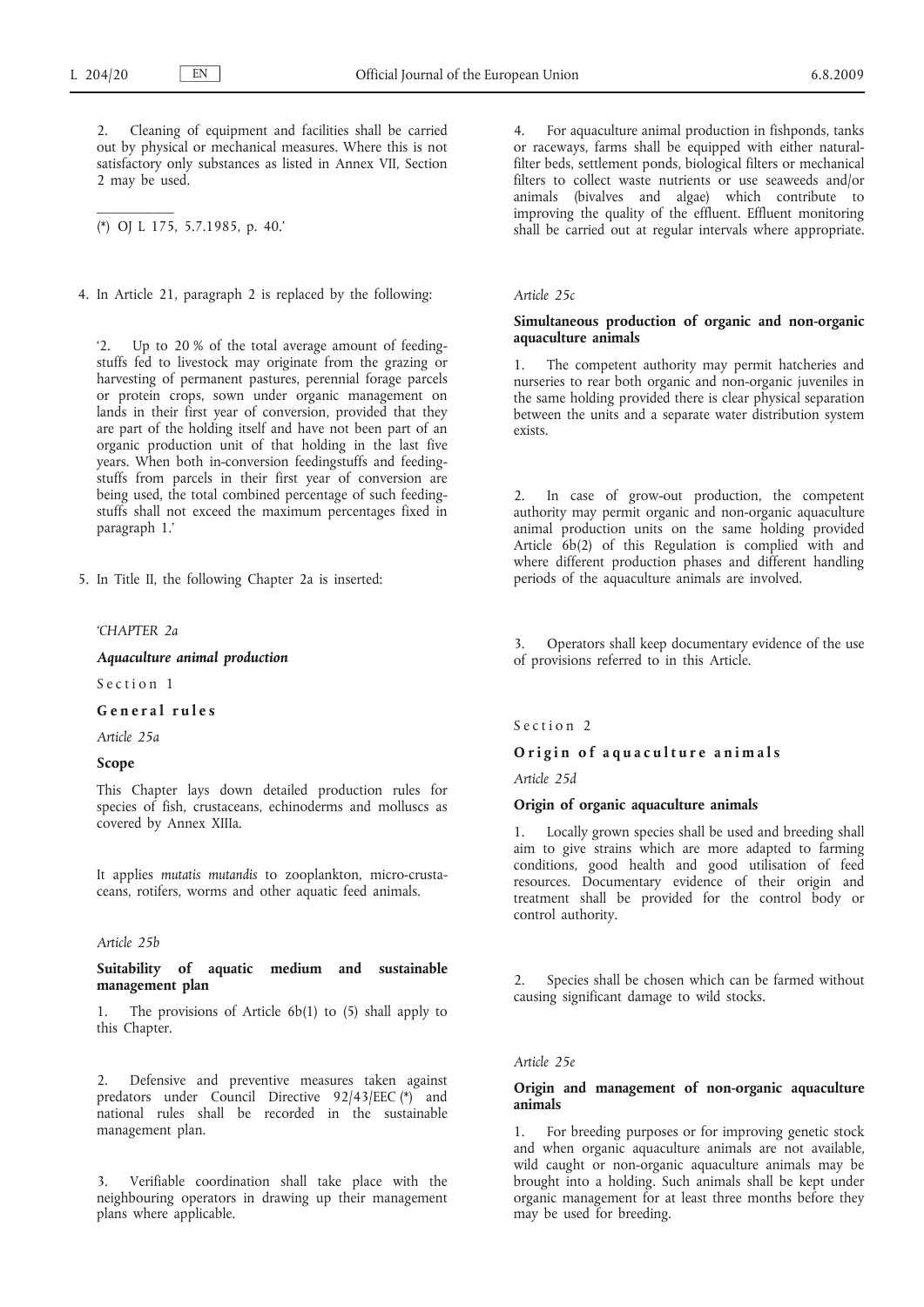2. Cleaning of equipment and facilities shall be carried out by physical or mechanical measures. Where this is not satisfactory only substances as listed in Annex VII, Section 2 may be used.

(*) OJ L 175, 5.7.1985, p. 40.'

4. In Article 21, paragraph 2 is replaced by the following:

'2. Up to 20 % of the total average amount of feedingstuffs fed to livestock may originate from the grazing or harvesting of permanent pastures, perennial forage parcels or protein crops, sown under organic management on lands in their first year of conversion, provided that they are part of the holding itself and have not been part of an organic production unit of that holding in the last five years. When both in-conversion feedingstuffs and feedingstuffs from parcels in their first year of conversion are being used, the total combined percentage of such feedingstuffs shall not exceed the maximum percentages fixed in paragraph 1.'

5. In Title II, the following Chapter 2a is inserted:

*'CHAPTER 2a*

***Aquaculture animal production***

Section 1

**General rules**

*Article 25a*

**Scope**

This Chapter lays down detailed production rules for species of fish, crustaceans, echinoderms and molluscs as covered by Annex XIIIa.

It applies *mutatis mutandis* to zooplankton, micro-crustaceans, rotifers, worms and other aquatic feed animals.

*Article 25b*

**Suitability of aquatic medium and sustainable management plan**

1. The provisions of Article 6b(1) to (5) shall apply to this Chapter.

2. Defensive and preventive measures taken against predators under Council Directive 92/43/EEC (*) and national rules shall be recorded in the sustainable management plan.

3. Verifiable coordination shall take place with the neighbouring operators in drawing up their management plans where applicable.

4. For aquaculture animal production in fishponds, tanks or raceways, farms shall be equipped with either natural-filter beds, settlement ponds, biological filters or mechanical filters to collect waste nutrients or use seaweeds and/or animals (bivalves and algae) which contribute to improving the quality of the effluent. Effluent monitoring shall be carried out at regular intervals where appropriate.

*Article 25c*

**Simultaneous production of organic and non-organic aquaculture animals**

1. The competent authority may permit hatcheries and nurseries to rear both organic and non-organic juveniles in the same holding provided there is clear physical separation between the units and a separate water distribution system exists.

2. In case of grow-out production, the competent authority may permit organic and non-organic aquaculture animal production units on the same holding provided Article 6b(2) of this Regulation is complied with and where different production phases and different handling periods of the aquaculture animals are involved.

3. Operators shall keep documentary evidence of the use of provisions referred to in this Article.

Section 2

**Origin of aquaculture animals**

*Article 25d*

**Origin of organic aquaculture animals**

1. Locally grown species shall be used and breeding shall aim to give strains which are more adapted to farming conditions, good health and good utilisation of feed resources. Documentary evidence of their origin and treatment shall be provided for the control body or control authority.

2. Species shall be chosen which can be farmed without causing significant damage to wild stocks.

*Article 25e*

**Origin and management of non-organic aquaculture animals**

1. For breeding purposes or for improving genetic stock and when organic aquaculture animals are not available, wild caught or non-organic aquaculture animals may be brought into a holding. Such animals shall be kept under organic management for at least three months before they may be used for breeding.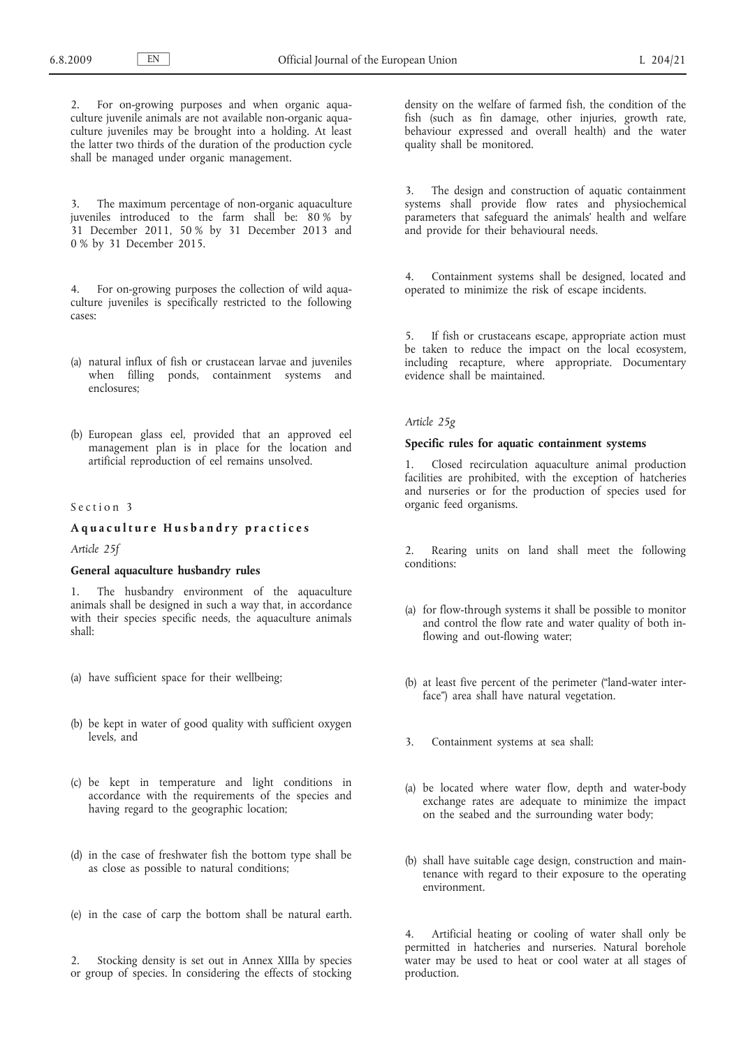2. For on-growing purposes and when organic aquaculture juvenile animals are not available non-organic aquaculture juveniles may be brought into a holding. At least the latter two thirds of the duration of the production cycle shall be managed under organic management.

3. The maximum percentage of non-organic aquaculture juveniles introduced to the farm shall be: 80 % by 31 December 2011, 50 % by 31 December 2013 and 0 % by 31 December 2015.

4. For on-growing purposes the collection of wild aquaculture juveniles is specifically restricted to the following cases:

(a) natural influx of fish or crustacean larvae and juveniles when filling ponds, containment systems and enclosures;

(b) European glass eel, provided that an approved eel management plan is in place for the location and artificial reproduction of eel remains unsolved.

Section 3

## Aquaculture Husbandry practices

*Article 25f*

### General aquaculture husbandry rules

1. The husbandry environment of the aquaculture animals shall be designed in such a way that, in accordance with their species specific needs, the aquaculture animals shall:

(a) have sufficient space for their wellbeing;

(b) be kept in water of good quality with sufficient oxygen levels, and

(c) be kept in temperature and light conditions in accordance with the requirements of the species and having regard to the geographic location;

(d) in the case of freshwater fish the bottom type shall be as close as possible to natural conditions;

(e) in the case of carp the bottom shall be natural earth.

2. Stocking density is set out in Annex XIIIa by species or group of species. In considering the effects of stocking density on the welfare of farmed fish, the condition of the fish (such as fin damage, other injuries, growth rate, behaviour expressed and overall health) and the water quality shall be monitored.

3. The design and construction of aquatic containment systems shall provide flow rates and physiochemical parameters that safeguard the animals' health and welfare and provide for their behavioural needs.

4. Containment systems shall be designed, located and operated to minimize the risk of escape incidents.

5. If fish or crustaceans escape, appropriate action must be taken to reduce the impact on the local ecosystem, including recapture, where appropriate. Documentary evidence shall be maintained.

*Article 25g*

### Specific rules for aquatic containment systems

1. Closed recirculation aquaculture animal production facilities are prohibited, with the exception of hatcheries and nurseries or for the production of species used for organic feed organisms.

2. Rearing units on land shall meet the following conditions:

(a) for flow-through systems it shall be possible to monitor and control the flow rate and water quality of both inflowing and out-flowing water;

(b) at least five percent of the perimeter ("land-water interface") area shall have natural vegetation.

3. Containment systems at sea shall:

(a) be located where water flow, depth and water-body exchange rates are adequate to minimize the impact on the seabed and the surrounding water body;

(b) shall have suitable cage design, construction and maintenance with regard to their exposure to the operating environment.

4. Artificial heating or cooling of water shall only be permitted in hatcheries and nurseries. Natural borehole water may be used to heat or cool water at all stages of production.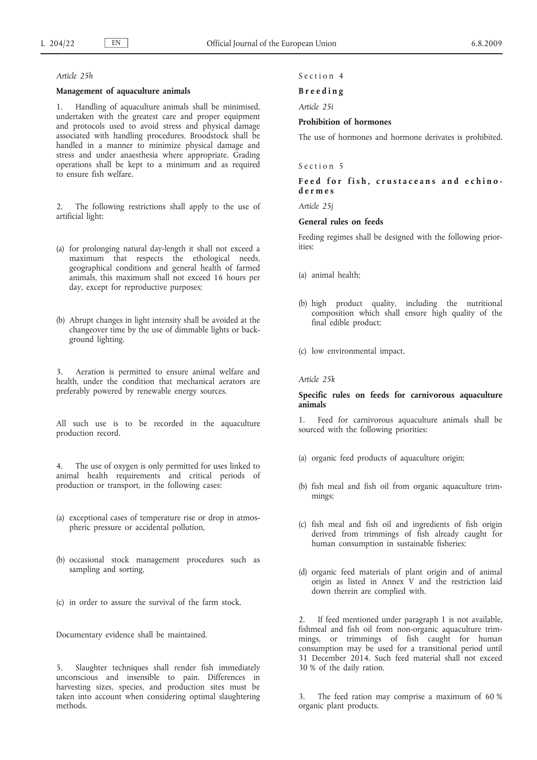*Article 25h*

**Management of aquaculture animals**

1. Handling of aquaculture animals shall be minimised, undertaken with the greatest care and proper equipment and protocols used to avoid stress and physical damage associated with handling procedures. Broodstock shall be handled in a manner to minimize physical damage and stress and under anaesthesia where appropriate. Grading operations shall be kept to a minimum and as required to ensure fish welfare.

2. The following restrictions shall apply to the use of artificial light:

(a) for prolonging natural day-length it shall not exceed a maximum that respects the ethological needs, geographical conditions and general health of farmed animals, this maximum shall not exceed 16 hours per day, except for reproductive purposes;

(b) Abrupt changes in light intensity shall be avoided at the changeover time by the use of dimmable lights or background lighting.

3. Aeration is permitted to ensure animal welfare and health, under the condition that mechanical aerators are preferably powered by renewable energy sources.

All such use is to be recorded in the aquaculture production record.

4. The use of oxygen is only permitted for uses linked to animal health requirements and critical periods of production or transport, in the following cases:

(a) exceptional cases of temperature rise or drop in atmospheric pressure or accidental pollution,

(b) occasional stock management procedures such as sampling and sorting,

(c) in order to assure the survival of the farm stock.

Documentary evidence shall be maintained.

5. Slaughter techniques shall render fish immediately unconscious and insensible to pain. Differences in harvesting sizes, species, and production sites must be taken into account when considering optimal slaughtering methods.

Section 4

**Breeding**

*Article 25i*

**Prohibition of hormones**

The use of hormones and hormone derivates is prohibited.

Section 5

**Feed for fish, crustaceans and echinodermes**

*Article 25j*

**General rules on feeds**

Feeding regimes shall be designed with the following priorities:

(a) animal health;

(b) high product quality, including the nutritional composition which shall ensure high quality of the final edible product;

(c) low environmental impact.

*Article 25k*

**Specific rules on feeds for carnivorous aquaculture animals**

1. Feed for carnivorous aquaculture animals shall be sourced with the following priorities:

(a) organic feed products of aquaculture origin;

(b) fish meal and fish oil from organic aquaculture trimmings;

(c) fish meal and fish oil and ingredients of fish origin derived from trimmings of fish already caught for human consumption in sustainable fisheries;

(d) organic feed materials of plant origin and of animal origin as listed in Annex V and the restriction laid down therein are complied with.

2. If feed mentioned under paragraph 1 is not available, fishmeal and fish oil from non-organic aquaculture trimmings, or trimmings of fish caught for human consumption may be used for a transitional period until 31 December 2014. Such feed material shall not exceed 30 % of the daily ration.

3. The feed ration may comprise a maximum of 60 % organic plant products.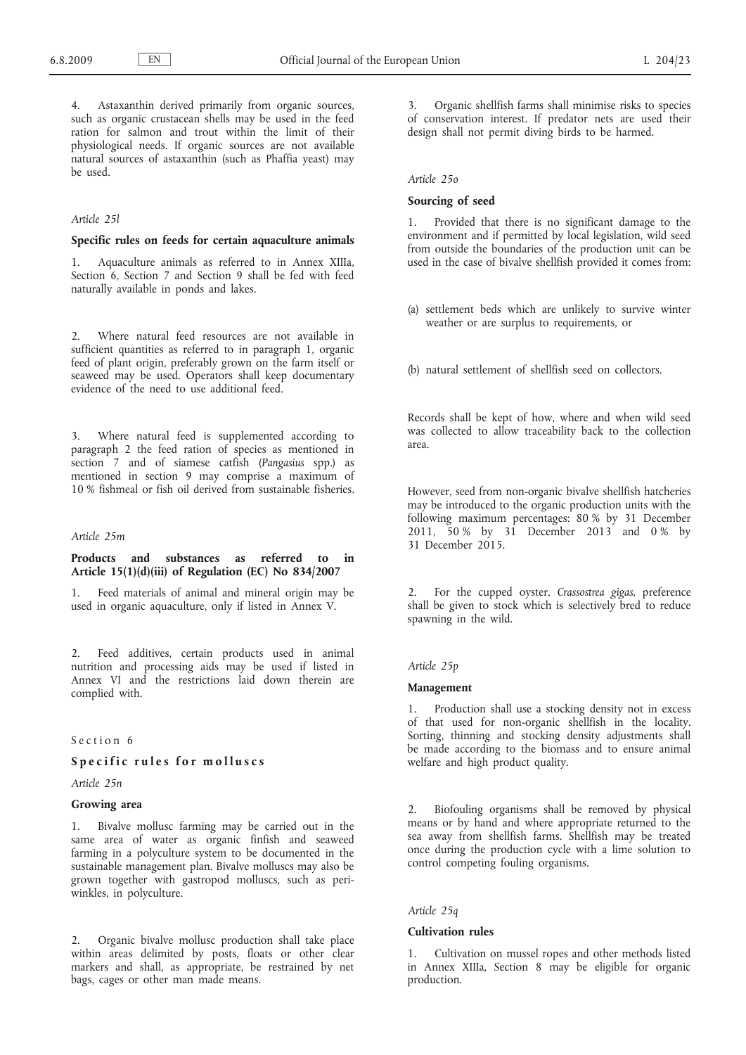4. Astaxanthin derived primarily from organic sources, such as organic crustacean shells may be used in the feed ration for salmon and trout within the limit of their physiological needs. If organic sources are not available natural sources of astaxanthin (such as Phaffia yeast) may be used.

*Article 25l*

**Specific rules on feeds for certain aquaculture animals**

1. Aquaculture animals as referred to in Annex XIIIa, Section 6, Section 7 and Section 9 shall be fed with feed naturally available in ponds and lakes.

2. Where natural feed resources are not available in sufficient quantities as referred to in paragraph 1, organic feed of plant origin, preferably grown on the farm itself or seaweed may be used. Operators shall keep documentary evidence of the need to use additional feed.

3. Where natural feed is supplemented according to paragraph 2 the feed ration of species as mentioned in section 7 and of siamese catfish (*Pangasius* spp.) as mentioned in section 9 may comprise a maximum of 10 % fishmeal or fish oil derived from sustainable fisheries.

*Article 25m*

**Products and substances as referred to in Article 15(1)(d)(iii) of Regulation (EC) No 834/2007**

1. Feed materials of animal and mineral origin may be used in organic aquaculture, only if listed in Annex V.

2. Feed additives, certain products used in animal nutrition and processing aids may be used if listed in Annex VI and the restrictions laid down therein are complied with.

Section 6

## Specific rules for molluscs

*Article 25n*

**Growing area**

1. Bivalve mollusc farming may be carried out in the same area of water as organic finfish and seaweed farming in a polyculture system to be documented in the sustainable management plan. Bivalve molluscs may also be grown together with gastropod molluscs, such as periwinkles, in polyculture.

2. Organic bivalve mollusc production shall take place within areas delimited by posts, floats or other clear markers and shall, as appropriate, be restrained by net bags, cages or other man made means.

3. Organic shellfish farms shall minimise risks to species of conservation interest. If predator nets are used their design shall not permit diving birds to be harmed.

*Article 25o*

**Sourcing of seed**

1. Provided that there is no significant damage to the environment and if permitted by local legislation, wild seed from outside the boundaries of the production unit can be used in the case of bivalve shellfish provided it comes from:

(a) settlement beds which are unlikely to survive winter weather or are surplus to requirements, or

(b) natural settlement of shellfish seed on collectors.

Records shall be kept of how, where and when wild seed was collected to allow traceability back to the collection area.

However, seed from non-organic bivalve shellfish hatcheries may be introduced to the organic production units with the following maximum percentages: 80 % by 31 December 2011, 50 % by 31 December 2013 and 0 % by 31 December 2015.

2. For the cupped oyster, *Crassostrea gigas*, preference shall be given to stock which is selectively bred to reduce spawning in the wild.

*Article 25p*

**Management**

1. Production shall use a stocking density not in excess of that used for non-organic shellfish in the locality. Sorting, thinning and stocking density adjustments shall be made according to the biomass and to ensure animal welfare and high product quality.

2. Biofouling organisms shall be removed by physical means or by hand and where appropriate returned to the sea away from shellfish farms. Shellfish may be treated once during the production cycle with a lime solution to control competing fouling organisms.

*Article 25q*

**Cultivation rules**

1. Cultivation on mussel ropes and other methods listed in Annex XIIIa, Section 8 may be eligible for organic production.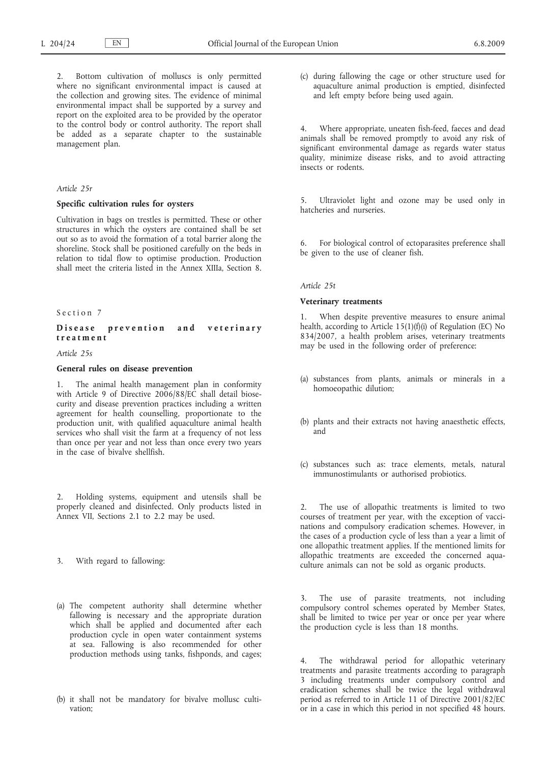2. Bottom cultivation of molluscs is only permitted where no significant environmental impact is caused at the collection and growing sites. The evidence of minimal environmental impact shall be supported by a survey and report on the exploited area to be provided by the operator to the control body or control authority. The report shall be added as a separate chapter to the sustainable management plan.

*Article 25r*

**Specific cultivation rules for oysters**

Cultivation in bags on trestles is permitted. These or other structures in which the oysters are contained shall be set out so as to avoid the formation of a total barrier along the shoreline. Stock shall be positioned carefully on the beds in relation to tidal flow to optimise production. Production shall meet the criteria listed in the Annex XIIIa, Section 8.

Section 7

**Disease prevention and veterinary treatment**

*Article 25s*

**General rules on disease prevention**

1. The animal health management plan in conformity with Article 9 of Directive 2006/88/EC shall detail biosecurity and disease prevention practices including a written agreement for health counselling, proportionate to the production unit, with qualified aquaculture animal health services who shall visit the farm at a frequency of not less than once per year and not less than once every two years in the case of bivalve shellfish.

2. Holding systems, equipment and utensils shall be properly cleaned and disinfected. Only products listed in Annex VII, Sections 2.1 to 2.2 may be used.

3. With regard to fallowing:

(a) The competent authority shall determine whether fallowing is necessary and the appropriate duration which shall be applied and documented after each production cycle in open water containment systems at sea. Fallowing is also recommended for other production methods using tanks, fishponds, and cages;

(b) it shall not be mandatory for bivalve mollusc cultivation;

(c) during fallowing the cage or other structure used for aquaculture animal production is emptied, disinfected and left empty before being used again.

4. Where appropriate, uneaten fish-feed, faeces and dead animals shall be removed promptly to avoid any risk of significant environmental damage as regards water status quality, minimize disease risks, and to avoid attracting insects or rodents.

5. Ultraviolet light and ozone may be used only in hatcheries and nurseries.

6. For biological control of ectoparasites preference shall be given to the use of cleaner fish.

*Article 25t*

**Veterinary treatments**

1. When despite preventive measures to ensure animal health, according to Article 15(1)(f)(i) of Regulation (EC) No 834/2007, a health problem arises, veterinary treatments may be used in the following order of preference:

(a) substances from plants, animals or minerals in a homoeopathic dilution;

(b) plants and their extracts not having anaesthetic effects, and

(c) substances such as: trace elements, metals, natural immunostimulants or authorised probiotics.

2. The use of allopathic treatments is limited to two courses of treatment per year, with the exception of vaccinations and compulsory eradication schemes. However, in the cases of a production cycle of less than a year a limit of one allopathic treatment applies. If the mentioned limits for allopathic treatments are exceeded the concerned aquaculture animals can not be sold as organic products.

3. The use of parasite treatments, not including compulsory control schemes operated by Member States, shall be limited to twice per year or once per year where the production cycle is less than 18 months.

4. The withdrawal period for allopathic veterinary treatments and parasite treatments according to paragraph 3 including treatments under compulsory control and eradication schemes shall be twice the legal withdrawal period as referred to in Article 11 of Directive 2001/82/EC or in a case in which this period in not specified 48 hours.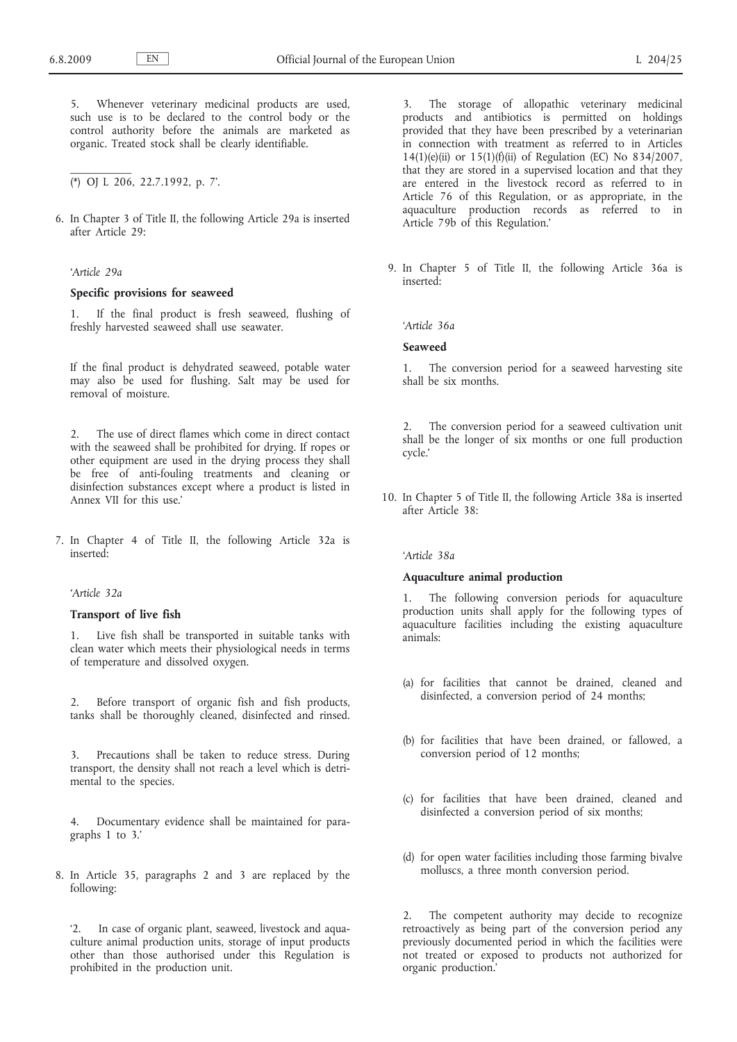5. Whenever veterinary medicinal products are used, such use is to be declared to the control body or the control authority before the animals are marketed as organic. Treated stock shall be clearly identifiable.

(*) OJ L 206, 22.7.1992, p. 7'.

6. In Chapter 3 of Title II, the following Article 29a is inserted after Article 29:

'*Article 29a*

**Specific provisions for seaweed**

1. If the final product is fresh seaweed, flushing of freshly harvested seaweed shall use seawater.

If the final product is dehydrated seaweed, potable water may also be used for flushing. Salt may be used for removal of moisture.

2. The use of direct flames which come in direct contact with the seaweed shall be prohibited for drying. If ropes or other equipment are used in the drying process they shall be free of anti-fouling treatments and cleaning or disinfection substances except where a product is listed in Annex VII for this use.'

7. In Chapter 4 of Title II, the following Article 32a is inserted:

'*Article 32a*

**Transport of live fish**

1. Live fish shall be transported in suitable tanks with clean water which meets their physiological needs in terms of temperature and dissolved oxygen.

2. Before transport of organic fish and fish products, tanks shall be thoroughly cleaned, disinfected and rinsed.

3. Precautions shall be taken to reduce stress. During transport, the density shall not reach a level which is detrimental to the species.

4. Documentary evidence shall be maintained for paragraphs 1 to 3.'

8. In Article 35, paragraphs 2 and 3 are replaced by the following:

'2. In case of organic plant, seaweed, livestock and aquaculture animal production units, storage of input products other than those authorised under this Regulation is prohibited in the production unit.

3. The storage of allopathic veterinary medicinal products and antibiotics is permitted on holdings provided that they have been prescribed by a veterinarian in connection with treatment as referred to in Articles 14(1)(e)(ii) or 15(1)(f)(ii) of Regulation (EC) No 834/2007, that they are stored in a supervised location and that they are entered in the livestock record as referred to in Article 76 of this Regulation, or as appropriate, in the aquaculture production records as referred to in Article 79b of this Regulation.'

9. In Chapter 5 of Title II, the following Article 36a is inserted:

'*Article 36a*

**Seaweed**

1. The conversion period for a seaweed harvesting site shall be six months.

2. The conversion period for a seaweed cultivation unit shall be the longer of six months or one full production cycle.'

10. In Chapter 5 of Title II, the following Article 38a is inserted after Article 38:

'*Article 38a*

**Aquaculture animal production**

1. The following conversion periods for aquaculture production units shall apply for the following types of aquaculture facilities including the existing aquaculture animals:

(a) for facilities that cannot be drained, cleaned and disinfected, a conversion period of 24 months;

(b) for facilities that have been drained, or fallowed, a conversion period of 12 months;

(c) for facilities that have been drained, cleaned and disinfected a conversion period of six months;

(d) for open water facilities including those farming bivalve molluscs, a three month conversion period.

2. The competent authority may decide to recognize retroactively as being part of the conversion period any previously documented period in which the facilities were not treated or exposed to products not authorized for organic production.'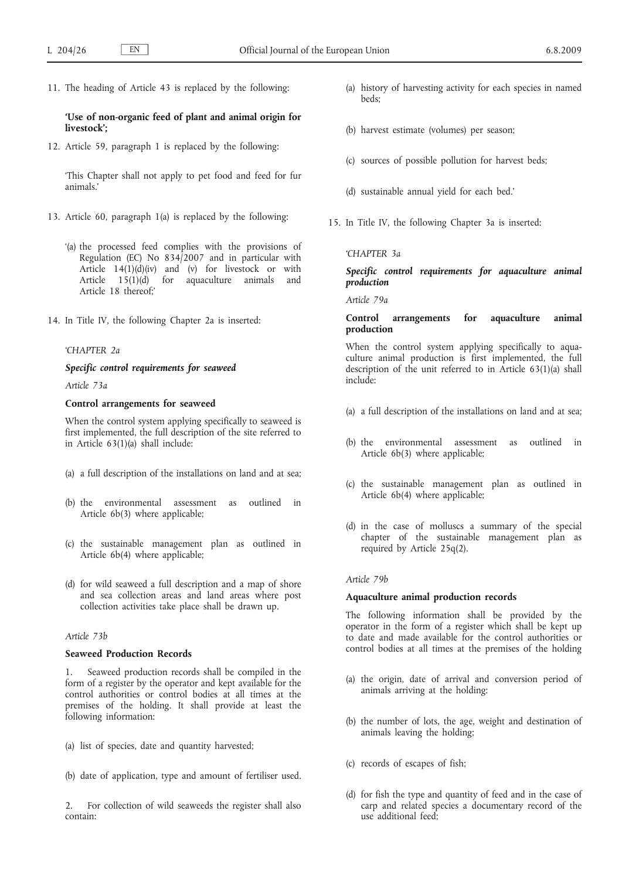11. The heading of Article 43 is replaced by the following:

**'Use of non-organic feed of plant and animal origin for livestock';**

12. Article 59, paragraph 1 is replaced by the following:

'This Chapter shall not apply to pet food and feed for fur animals.'

13. Article 60, paragraph 1(a) is replaced by the following:

'(a) the processed feed complies with the provisions of Regulation (EC) No 834/2007 and in particular with Article 14(1)(d)(iv) and (v) for livestock or with Article 15(1)(d) for aquaculture animals and Article 18 thereof;'

14. In Title IV, the following Chapter 2a is inserted:

*'CHAPTER 2a*

***Specific control requirements for seaweed***

*Article 73a*

**Control arrangements for seaweed**

When the control system applying specifically to seaweed is first implemented, the full description of the site referred to in Article 63(1)(a) shall include:

(a) a full description of the installations on land and at sea;

(b) the environmental assessment as outlined in Article 6b(3) where applicable;

(c) the sustainable management plan as outlined in Article 6b(4) where applicable;

(d) for wild seaweed a full description and a map of shore and sea collection areas and land areas where post collection activities take place shall be drawn up.

*Article 73b*

**Seaweed Production Records**

1. Seaweed production records shall be compiled in the form of a register by the operator and kept available for the control authorities or control bodies at all times at the premises of the holding. It shall provide at least the following information:

(a) list of species, date and quantity harvested;

(b) date of application, type and amount of fertiliser used.

2. For collection of wild seaweeds the register shall also contain:

(a) history of harvesting activity for each species in named beds;

(b) harvest estimate (volumes) per season;

(c) sources of possible pollution for harvest beds;

(d) sustainable annual yield for each bed.'

15. In Title IV, the following Chapter 3a is inserted:

*'CHAPTER 3a*

***Specific control requirements for aquaculture animal production***

*Article 79a*

**Control arrangements for aquaculture animal production**

When the control system applying specifically to aquaculture animal production is first implemented, the full description of the unit referred to in Article 63(1)(a) shall include:

(a) a full description of the installations on land and at sea;

(b) the environmental assessment as outlined in Article 6b(3) where applicable;

(c) the sustainable management plan as outlined in Article 6b(4) where applicable;

(d) in the case of molluscs a summary of the special chapter of the sustainable management plan as required by Article 25q(2).

*Article 79b*

**Aquaculture animal production records**

The following information shall be provided by the operator in the form of a register which shall be kept up to date and made available for the control authorities or control bodies at all times at the premises of the holding

(a) the origin, date of arrival and conversion period of animals arriving at the holding:

(b) the number of lots, the age, weight and destination of animals leaving the holding;

(c) records of escapes of fish;

(d) for fish the type and quantity of feed and in the case of carp and related species a documentary record of the use additional feed;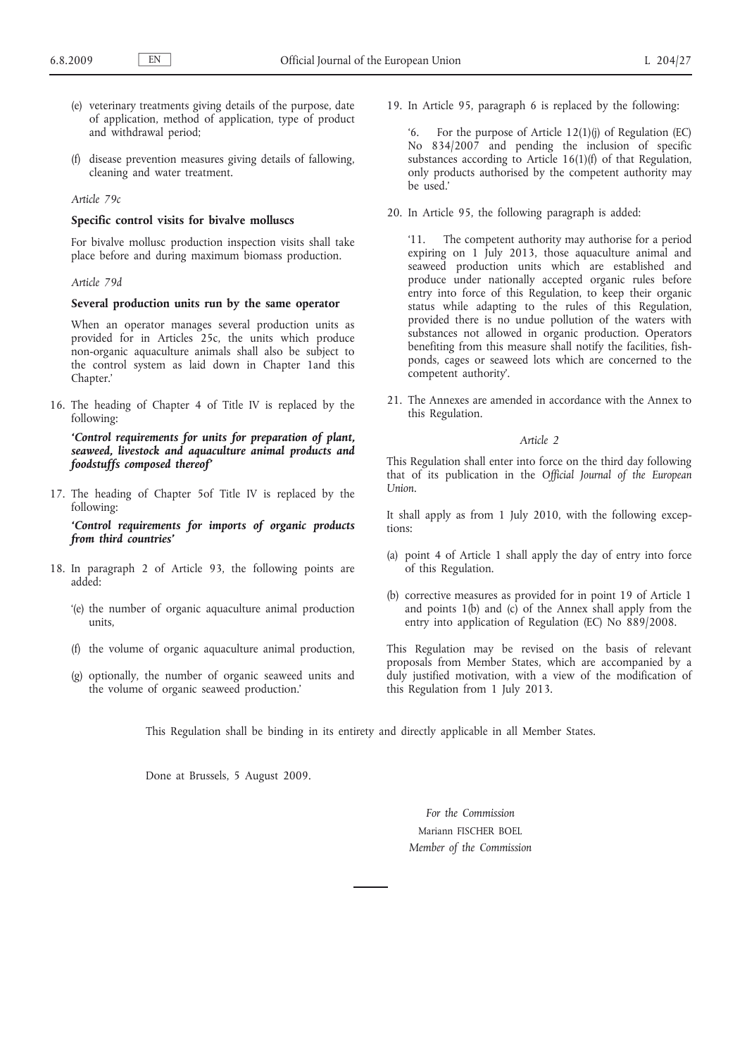(e) veterinary treatments giving details of the purpose, date of application, method of application, type of product and withdrawal period;

(f) disease prevention measures giving details of fallowing, cleaning and water treatment.

*Article 79c*

**Specific control visits for bivalve molluscs**

For bivalve mollusc production inspection visits shall take place before and during maximum biomass production.

*Article 79d*

**Several production units run by the same operator**

When an operator manages several production units as provided for in Articles 25c, the units which produce non-organic aquaculture animals shall also be subject to the control system as laid down in Chapter 1and this Chapter.'

16. The heading of Chapter 4 of Title IV is replaced by the following:

 ***'Control requirements for units for preparation of plant, seaweed, livestock and aquaculture animal products and foodstuffs composed thereof'***

17. The heading of Chapter 5of Title IV is replaced by the following:

 ***'Control requirements for imports of organic products from third countries'***

18. In paragraph 2 of Article 93, the following points are added:

 '(e) the number of organic aquaculture animal production units,

 (f) the volume of organic aquaculture animal production,

 (g) optionally, the number of organic seaweed units and the volume of organic seaweed production.'

19. In Article 95, paragraph 6 is replaced by the following:

 '6. For the purpose of Article 12(1)(j) of Regulation (EC) No 834/2007 and pending the inclusion of specific substances according to Article 16(1)(f) of that Regulation, only products authorised by the competent authority may be used.'

20. In Article 95, the following paragraph is added:

 '11. The competent authority may authorise for a period expiring on 1 July 2013, those aquaculture animal and seaweed production units which are established and produce under nationally accepted organic rules before entry into force of this Regulation, to keep their organic status while adapting to the rules of this Regulation, provided there is no undue pollution of the waters with substances not allowed in organic production. Operators benefiting from this measure shall notify the facilities, fish-ponds, cages or seaweed lots which are concerned to the competent authority'.

21. The Annexes are amended in accordance with the Annex to this Regulation.

*Article 2*

This Regulation shall enter into force on the third day following that of its publication in the *Official Journal of the European Union*.

It shall apply as from 1 July 2010, with the following exceptions:

(a) point 4 of Article 1 shall apply the day of entry into force of this Regulation.

(b) corrective measures as provided for in point 19 of Article 1 and points 1(b) and (c) of the Annex shall apply from the entry into application of Regulation (EC) No 889/2008.

This Regulation may be revised on the basis of relevant proposals from Member States, which are accompanied by a duly justified motivation, with a view of the modification of this Regulation from 1 July 2013.

This Regulation shall be binding in its entirety and directly applicable in all Member States.

Done at Brussels, 5 August 2009.

*For the Commission*

Mariann FISCHER BOEL

*Member of the Commission*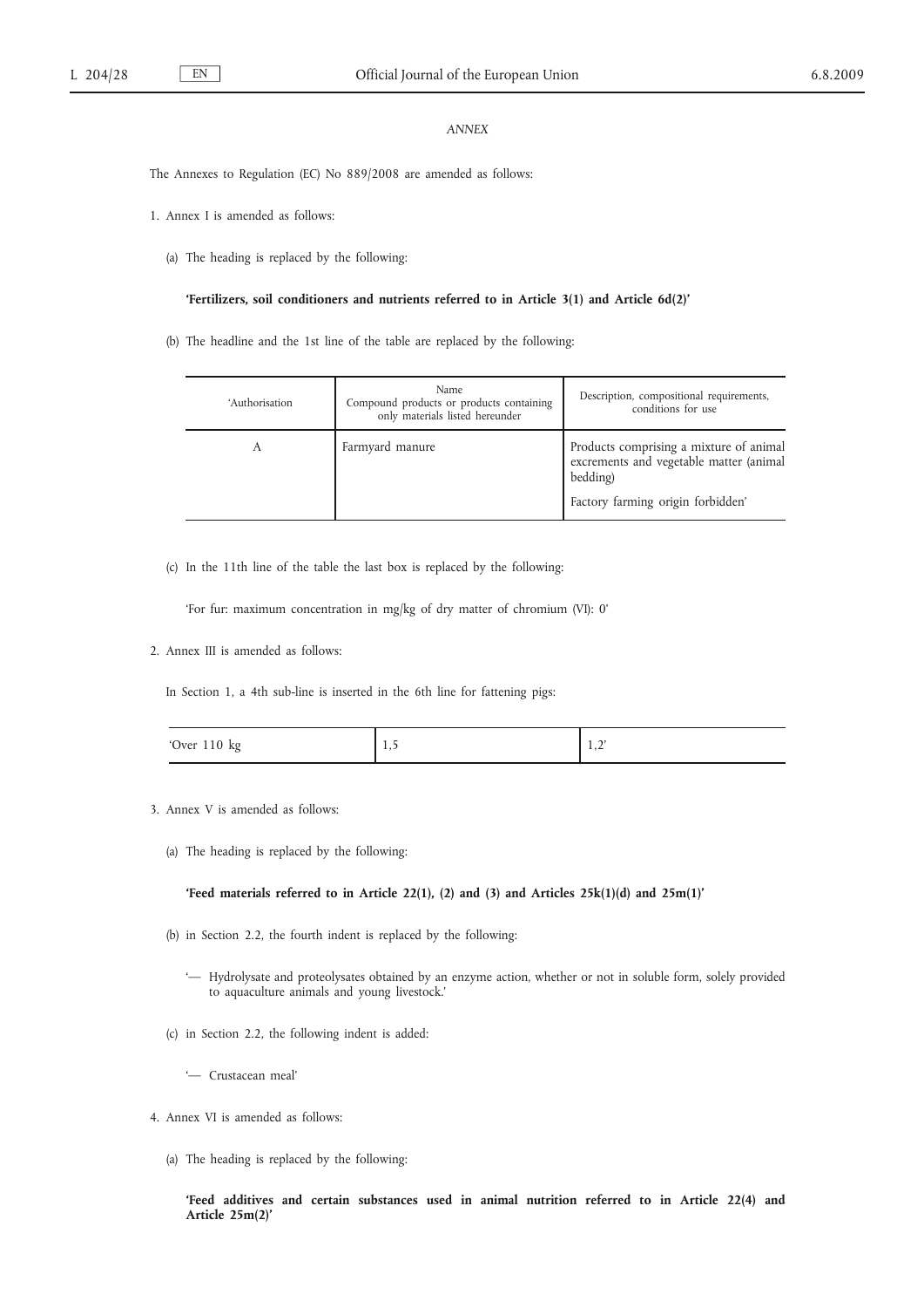*ANNEX*

The Annexes to Regulation (EC) No 889/2008 are amended as follows:

1. Annex I is amended as follows:

   (a) The heading is replaced by the following:

   **'Fertilizers, soil conditioners and nutrients referred to in Article 3(1) and Article 6d(2)'**

   (b) The headline and the 1st line of the table are replaced by the following:

| 'Authorisation | Name<br>Compound products or products containing only materials listed hereunder | Description, compositional requirements, conditions for use |
|---|---|---|
| A | Farmyard manure | Products comprising a mixture of animal excrements and vegetable matter (animal bedding)<br><br>Factory farming origin forbidden' |

   (c) In the 11th line of the table the last box is replaced by the following:

   'For fur: maximum concentration in mg/kg of dry matter of chromium (VI): 0'

2. Annex III is amended as follows:

   In Section 1, a 4th sub-line is inserted in the 6th line for fattening pigs:

| 'Over 110 kg | 1,5 | 1,2' |
|---|---|---|

3. Annex V is amended as follows:

   (a) The heading is replaced by the following:

   **'Feed materials referred to in Article 22(1), (2) and (3) and Articles 25k(1)(d) and 25m(1)'**

   (b) in Section 2.2, the fourth indent is replaced by the following:

   '— Hydrolysate and proteolysates obtained by an enzyme action, whether or not in soluble form, solely provided to aquaculture animals and young livestock.'

   (c) in Section 2.2, the following indent is added:

   '— Crustacean meal'

4. Annex VI is amended as follows:

   (a) The heading is replaced by the following:

   **'Feed additives and certain substances used in animal nutrition referred to in Article 22(4) and Article 25m(2)'**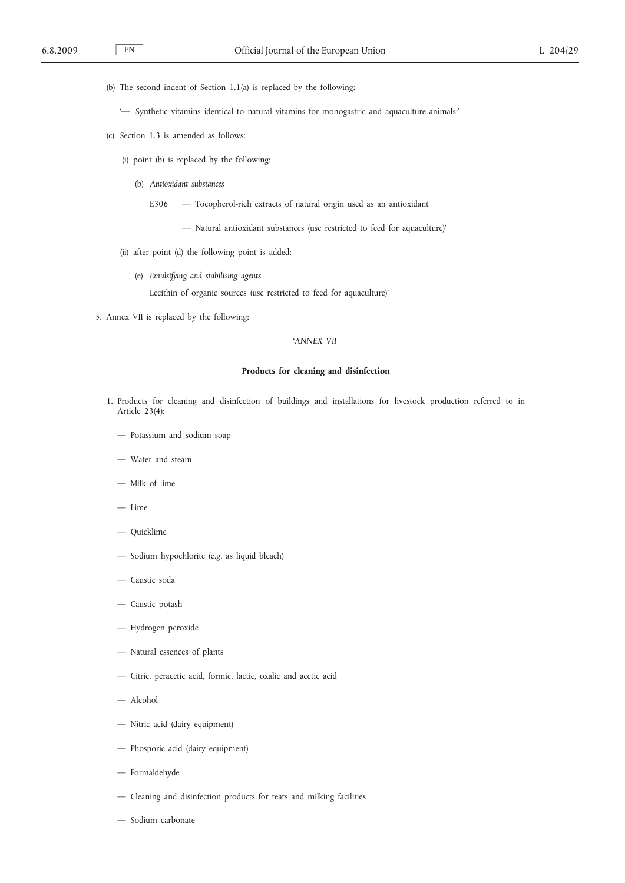(b) The second indent of Section 1.1(a) is replaced by the following:

'— Synthetic vitamins identical to natural vitamins for monogastric and aquaculture animals;'

(c) Section 1.3 is amended as follows:

(i) point (b) is replaced by the following:

'(b) *Antioxidant substances*

E306 — Tocopherol-rich extracts of natural origin used as an antioxidant

— Natural antioxidant substances (use restricted to feed for aquaculture)'

(ii) after point (d) the following point is added:

'(e) *Emulsifying and stabilising agents*

Lecithin of organic sources (use restricted to feed for aquaculture)'

5. Annex VII is replaced by the following:

*'ANNEX VII*

**Products for cleaning and disinfection**

1. Products for cleaning and disinfection of buildings and installations for livestock production referred to in Article 23(4):

— Potassium and sodium soap

— Water and steam

— Milk of lime

— Lime

— Quicklime

— Sodium hypochlorite (e.g. as liquid bleach)

— Caustic soda

— Caustic potash

— Hydrogen peroxide

— Natural essences of plants

— Citric, peracetic acid, formic, lactic, oxalic and acetic acid

— Alcohol

— Nitric acid (dairy equipment)

— Phosporic acid (dairy equipment)

— Formaldehyde

— Cleaning and disinfection products for teats and milking facilities

— Sodium carbonate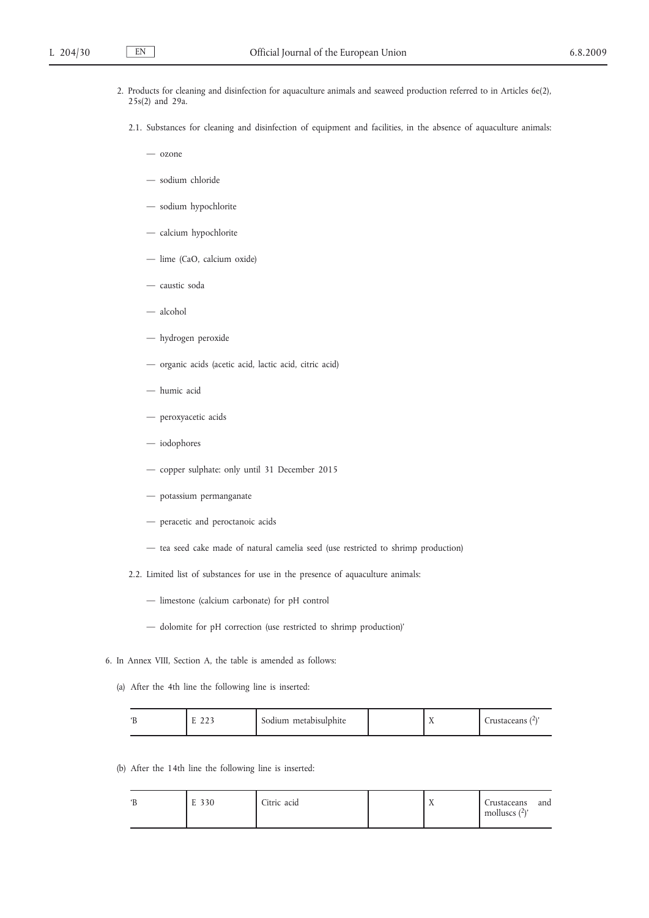2. Products for cleaning and disinfection for aquaculture animals and seaweed production referred to in Articles 6e(2), 25s(2) and 29a.

   2.1. Substances for cleaning and disinfection of equipment and facilities, in the absence of aquaculture animals:

   — ozone

   — sodium chloride

   — sodium hypochlorite

   — calcium hypochlorite

   — lime (CaO, calcium oxide)

   — caustic soda

   — alcohol

   — hydrogen peroxide

   — organic acids (acetic acid, lactic acid, citric acid)

   — humic acid

   — peroxyacetic acids

   — iodophores

   — copper sulphate: only until 31 December 2015

   — potassium permanganate

   — peracetic and peroctanoic acids

   — tea seed cake made of natural camelia seed (use restricted to shrimp production)

   2.2. Limited list of substances for use in the presence of aquaculture animals:

   — limestone (calcium carbonate) for pH control

   — dolomite for pH correction (use restricted to shrimp production)'

6. In Annex VIII, Section A, the table is amended as follows:

   (a) After the 4th line the following line is inserted:

| 'B | E 223 | Sodium metabisulphite | | X | Crustaceans (2)' |
|---|---|---|---|---|---|

   (b) After the 14th line the following line is inserted:

| 'B | E 330 | Citric acid | | X | Crustaceans and molluscs (2)' |
|---|---|---|---|---|---|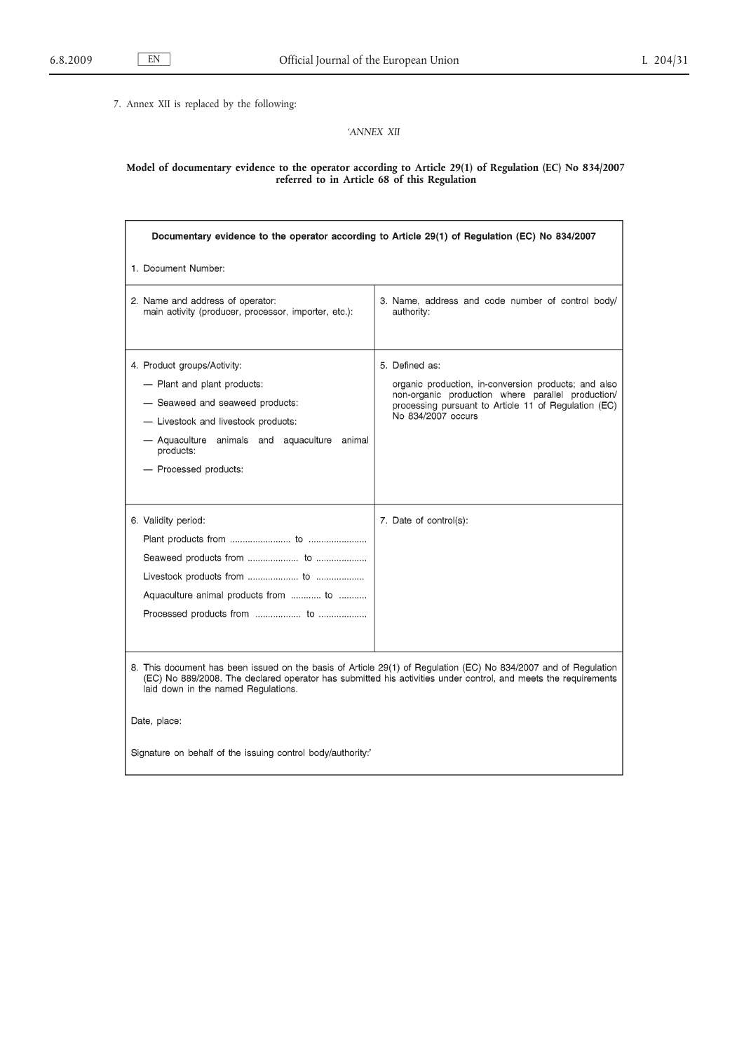7. Annex XII is replaced by the following:

'*ANNEX XII*

**Model of documentary evidence to the operator according to Article 29(1) of Regulation (EC) No 834/2007 referred to in Article 68 of this Regulation**

| **Documentary evidence to the operator according to Article 29(1) of Regulation (EC) No 834/2007**<br><br>1. Document Number: | |
|---|---|
| 2. Name and address of operator:<br>main activity (producer, processor, importer, etc.): | 3. Name, address and code number of control body/authority: |
| 4. Product groups/Activity:<br>— Plant and plant products:<br>— Seaweed and seaweed products:<br>— Livestock and livestock products:<br>— Aquaculture animals and aquaculture animal products:<br>— Processed products: | 5. Defined as:<br>organic production, in-conversion products; and also non-organic production where parallel production/processing pursuant to Article 11 of Regulation (EC) No 834/2007 occurs |
| 6. Validity period:<br>Plant products from ....................... to ......................<br>Seaweed products from ................... to ...................<br>Livestock products from ................... to ..................<br>Aquaculture animal products from ............ to ..........<br>Processed products from ................. to .................. | 7. Date of control(s): |
| 8. This document has been issued on the basis of Article 29(1) of Regulation (EC) No 834/2007 and of Regulation (EC) No 889/2008. The declared operator has submitted his activities under control, and meets the requirements laid down in the named Regulations.<br><br>Date, place:<br><br>Signature on behalf of the issuing control body/authority:' | |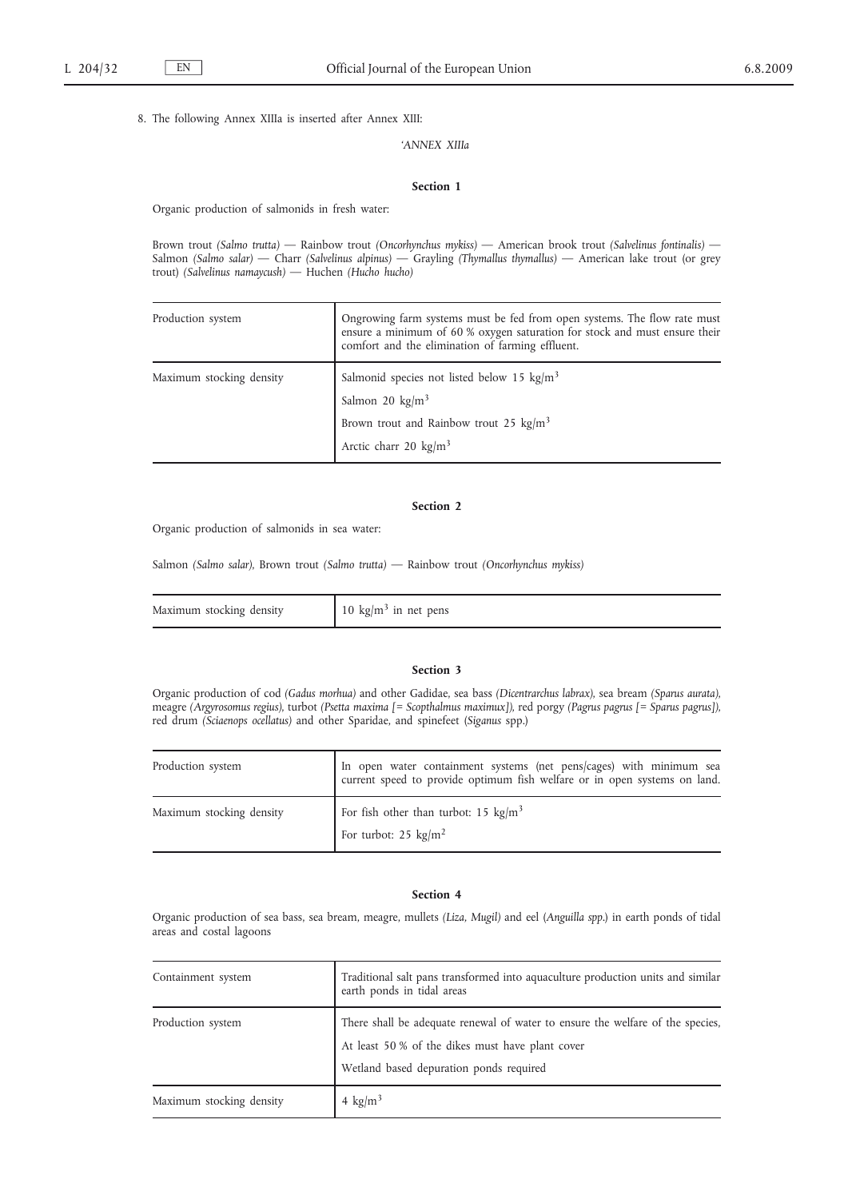8. The following Annex XIIIa is inserted after Annex XIII:

'*ANNEX XIIIa*

**Section 1**

Organic production of salmonids in fresh water:

Brown trout *(Salmo trutta)* — Rainbow trout *(Oncorhynchus mykiss)* — American brook trout *(Salvelinus fontinalis)* — Salmon *(Salmo salar)* — Charr *(Salvelinus alpinus)* — Grayling *(Thymallus thymallus)* — American lake trout (or grey trout) *(Salvelinus namaycush)* — Huchen *(Hucho hucho)*

| Production system | Ongrowing farm systems must be fed from open systems. The flow rate must ensure a minimum of 60 % oxygen saturation for stock and must ensure their comfort and the elimination of farming effluent. |
|---|---|
| Maximum stocking density | Salmonid species not listed below 15 kg/m$^3$<br>Salmon 20 kg/m$^3$<br>Brown trout and Rainbow trout 25 kg/m$^3$<br>Arctic charr 20 kg/m$^3$ |

**Section 2**

Organic production of salmonids in sea water:

Salmon *(Salmo salar)*, Brown trout *(Salmo trutta)* — Rainbow trout *(Oncorhynchus mykiss)*

| Maximum stocking density | 10 kg/m$^3$ in net pens |
|---|---|

**Section 3**

Organic production of cod *(Gadus morhua)* and other Gadidae, sea bass *(Dicentrarchus labrax)*, sea bream *(Sparus aurata)*, meagre *(Argyrosomus regius)*, turbot *(Psetta maxima [= Scopthalmus maximux])*, red porgy *(Pagrus pagrus [= Sparus pagrus])*, red drum *(Sciaenops ocellatus)* and other Sparidae, and spinefeet (*Siganus* spp.)

| Production system | In open water containment systems (net pens/cages) with minimum sea current speed to provide optimum fish welfare or in open systems on land. |
|---|---|
| Maximum stocking density | For fish other than turbot: 15 kg/m$^3$<br>For turbot: 25 kg/m$^2$ |

**Section 4**

Organic production of sea bass, sea bream, meagre, mullets *(Liza, Mugil)* and eel (*Anguilla spp*.) in earth ponds of tidal areas and costal lagoons

| Containment system | Traditional salt pans transformed into aquaculture production units and similar earth ponds in tidal areas |
|---|---|
| Production system | There shall be adequate renewal of water to ensure the welfare of the species,<br>At least 50 % of the dikes must have plant cover<br>Wetland based depuration ponds required |
| Maximum stocking density | 4 kg/m$^3$ |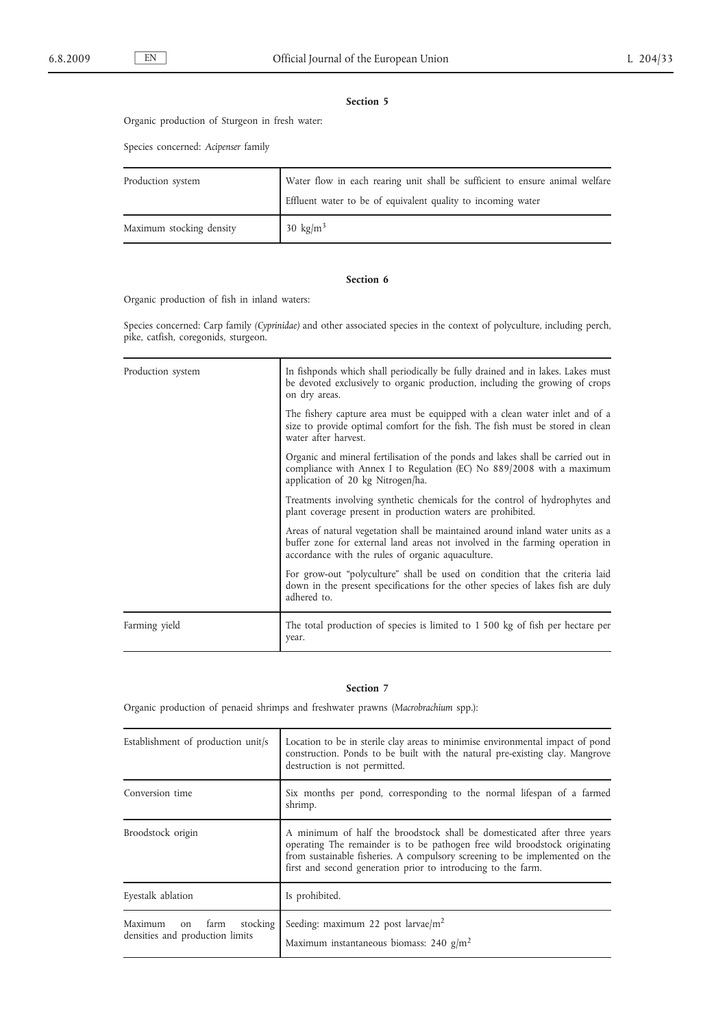### Section 5

Organic production of Sturgeon in fresh water:

Species concerned: *Acipenser* family

| | |
|---|---|
| Production system | Water flow in each rearing unit shall be sufficient to ensure animal welfare<br>Effluent water to be of equivalent quality to incoming water |
| Maximum stocking density | 30 $kg/m^3$ |

### Section 6

Organic production of fish in inland waters:

Species concerned: Carp family *(Cyprinidae)* and other associated species in the context of polyculture, including perch, pike, catfish, coregonids, sturgeon.

| | |
|---|---|
| Production system | In fishponds which shall periodically be fully drained and in lakes. Lakes must be devoted exclusively to organic production, including the growing of crops on dry areas.<br>The fishery capture area must be equipped with a clean water inlet and of a size to provide optimal comfort for the fish. The fish must be stored in clean water after harvest.<br>Organic and mineral fertilisation of the ponds and lakes shall be carried out in compliance with Annex I to Regulation (EC) No 889/2008 with a maximum application of 20 kg Nitrogen/ha.<br>Treatments involving synthetic chemicals for the control of hydrophytes and plant coverage present in production waters are prohibited.<br>Areas of natural vegetation shall be maintained around inland water units as a buffer zone for external land areas not involved in the farming operation in accordance with the rules of organic aquaculture.<br>For grow-out "polyculture" shall be used on condition that the criteria laid down in the present specifications for the other species of lakes fish are duly adhered to. |
| Farming yield | The total production of species is limited to 1 500 kg of fish per hectare per year. |

### Section 7

Organic production of penaeid shrimps and freshwater prawns (*Macrobrachium* spp.):

| | |
|---|---|
| Establishment of production unit/s | Location to be in sterile clay areas to minimise environmental impact of pond construction. Ponds to be built with the natural pre-existing clay. Mangrove destruction is not permitted. |
| Conversion time | Six months per pond, corresponding to the normal lifespan of a farmed shrimp. |
| Broodstock origin | A minimum of half the broodstock shall be domesticated after three years operating The remainder is to be pathogen free wild broodstock originating from sustainable fisheries. A compulsory screening to be implemented on the first and second generation prior to introducing to the farm. |
| Eyestalk ablation | Is prohibited. |
| Maximum on farm stocking densities and production limits | Seeding: maximum 22 post larvae/$m^2$<br>Maximum instantaneous biomass: 240 $g/m^2$ |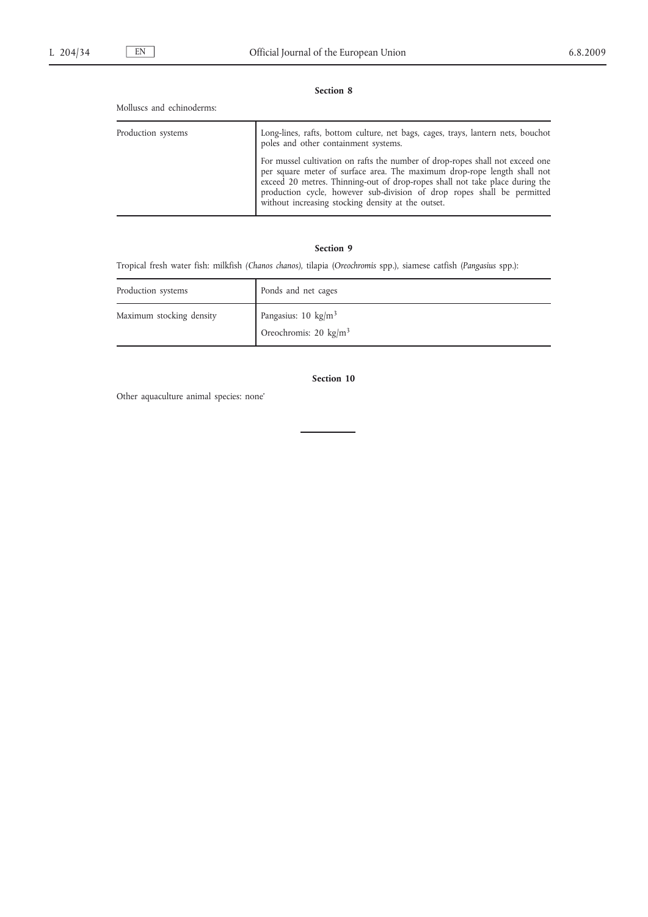## Section 8

Molluscs and echinoderms:

| | |
|---|---|
| Production systems | Long-lines, rafts, bottom culture, net bags, cages, trays, lantern nets, bouchot poles and other containment systems.<br><br>For mussel cultivation on rafts the number of drop-ropes shall not exceed one per square meter of surface area. The maximum drop-rope length shall not exceed 20 metres. Thinning-out of drop-ropes shall not take place during the production cycle, however sub-division of drop ropes shall be permitted without increasing stocking density at the outset. |

## Section 9

Tropical fresh water fish: milkfish *(Chanos chanos)*, tilapia (*Oreochromis* spp.), siamese catfish (*Pangasius* spp.):

| | |
|---|---|
| Production systems | Ponds and net cages |
| Maximum stocking density | Pangasius: 10 $kg/m^3$<br>Oreochromis: 20 $kg/m^3$ |

## Section 10

Other aquaculture animal species: none'